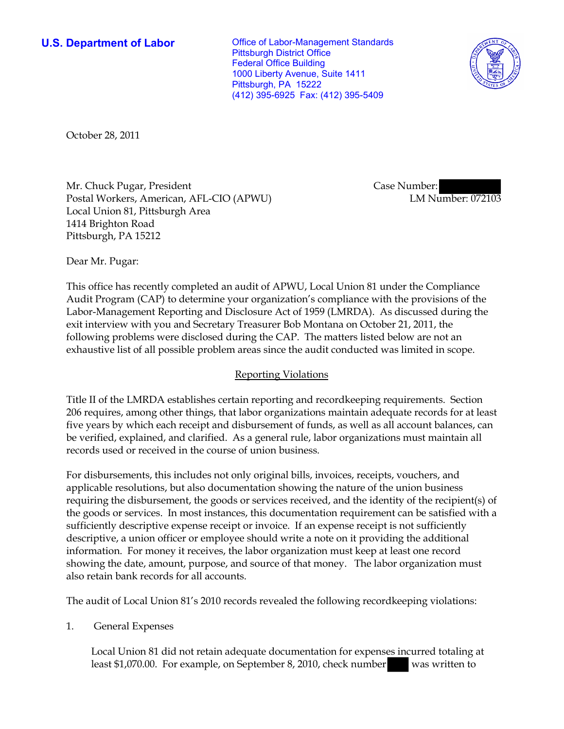**U.S. Department of Labor**

Office of Labor-Management Standards
Pittsburgh District Office
Federal Office Building
1000 Liberty Avenue, Suite 1411
Pittsburgh, PA 15222
(412) 395-6925 Fax: (412) 395-5409

October 28, 2011

Mr. Chuck Pugar, President
Postal Workers, American, AFL-CIO (APWU)
Local Union 81, Pittsburgh Area
1414 Brighton Road
Pittsburgh, PA 15212

Case Number: 
LM Number: 072103

Dear Mr. Pugar:

This office has recently completed an audit of APWU, Local Union 81 under the Compliance Audit Program (CAP) to determine your organization's compliance with the provisions of the Labor-Management Reporting and Disclosure Act of 1959 (LMRDA). As discussed during the exit interview with you and Secretary Treasurer Bob Montana on October 21, 2011, the following problems were disclosed during the CAP. The matters listed below are not an exhaustive list of all possible problem areas since the audit conducted was limited in scope.

## Reporting Violations

Title II of the LMRDA establishes certain reporting and recordkeeping requirements. Section 206 requires, among other things, that labor organizations maintain adequate records for at least five years by which each receipt and disbursement of funds, as well as all account balances, can be verified, explained, and clarified. As a general rule, labor organizations must maintain all records used or received in the course of union business.

For disbursements, this includes not only original bills, invoices, receipts, vouchers, and applicable resolutions, but also documentation showing the nature of the union business requiring the disbursement, the goods or services received, and the identity of the recipient(s) of the goods or services. In most instances, this documentation requirement can be satisfied with a sufficiently descriptive expense receipt or invoice. If an expense receipt is not sufficiently descriptive, a union officer or employee should write a note on it providing the additional information. For money it receives, the labor organization must keep at least one record showing the date, amount, purpose, and source of that money. The labor organization must also retain bank records for all accounts.

The audit of Local Union 81's 2010 records revealed the following recordkeeping violations:

1. General Expenses

   Local Union 81 did not retain adequate documentation for expenses incurred totaling at least $1,070.00. For example, on September 8, 2010, check number was written to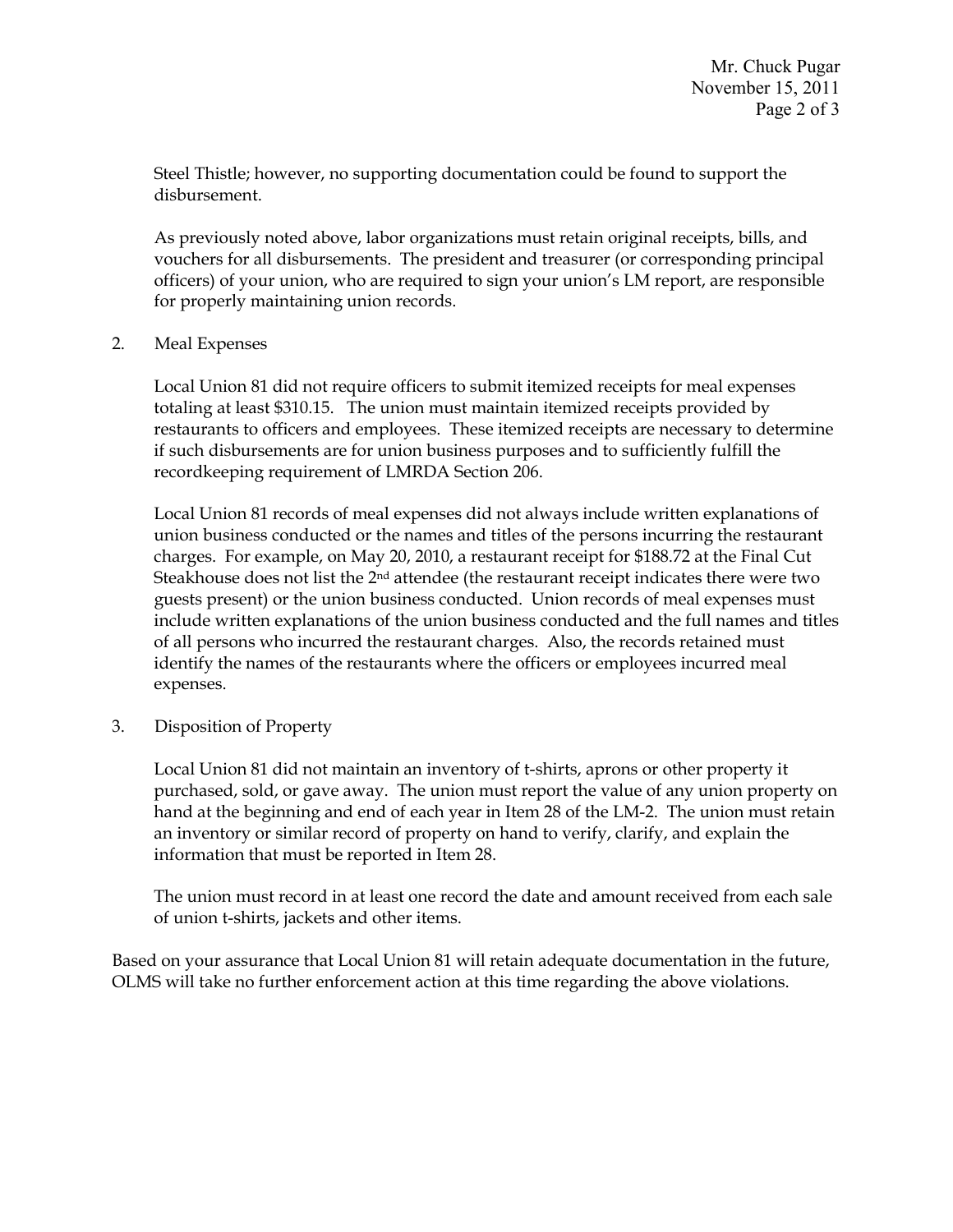Steel Thistle; however, no supporting documentation could be found to support the disbursement.

As previously noted above, labor organizations must retain original receipts, bills, and vouchers for all disbursements. The president and treasurer (or corresponding principal officers) of your union, who are required to sign your union's LM report, are responsible for properly maintaining union records.

2. Meal Expenses

   Local Union 81 did not require officers to submit itemized receipts for meal expenses totaling at least $310.15. The union must maintain itemized receipts provided by restaurants to officers and employees. These itemized receipts are necessary to determine if such disbursements are for union business purposes and to sufficiently fulfill the recordkeeping requirement of LMRDA Section 206.

   Local Union 81 records of meal expenses did not always include written explanations of union business conducted or the names and titles of the persons incurring the restaurant charges. For example, on May 20, 2010, a restaurant receipt for $188.72 at the Final Cut Steakhouse does not list the 2nd attendee (the restaurant receipt indicates there were two guests present) or the union business conducted. Union records of meal expenses must include written explanations of the union business conducted and the full names and titles of all persons who incurred the restaurant charges. Also, the records retained must identify the names of the restaurants where the officers or employees incurred meal expenses.

3. Disposition of Property

   Local Union 81 did not maintain an inventory of t-shirts, aprons or other property it purchased, sold, or gave away. The union must report the value of any union property on hand at the beginning and end of each year in Item 28 of the LM-2. The union must retain an inventory or similar record of property on hand to verify, clarify, and explain the information that must be reported in Item 28.

   The union must record in at least one record the date and amount received from each sale of union t-shirts, jackets and other items.

Based on your assurance that Local Union 81 will retain adequate documentation in the future, OLMS will take no further enforcement action at this time regarding the above violations.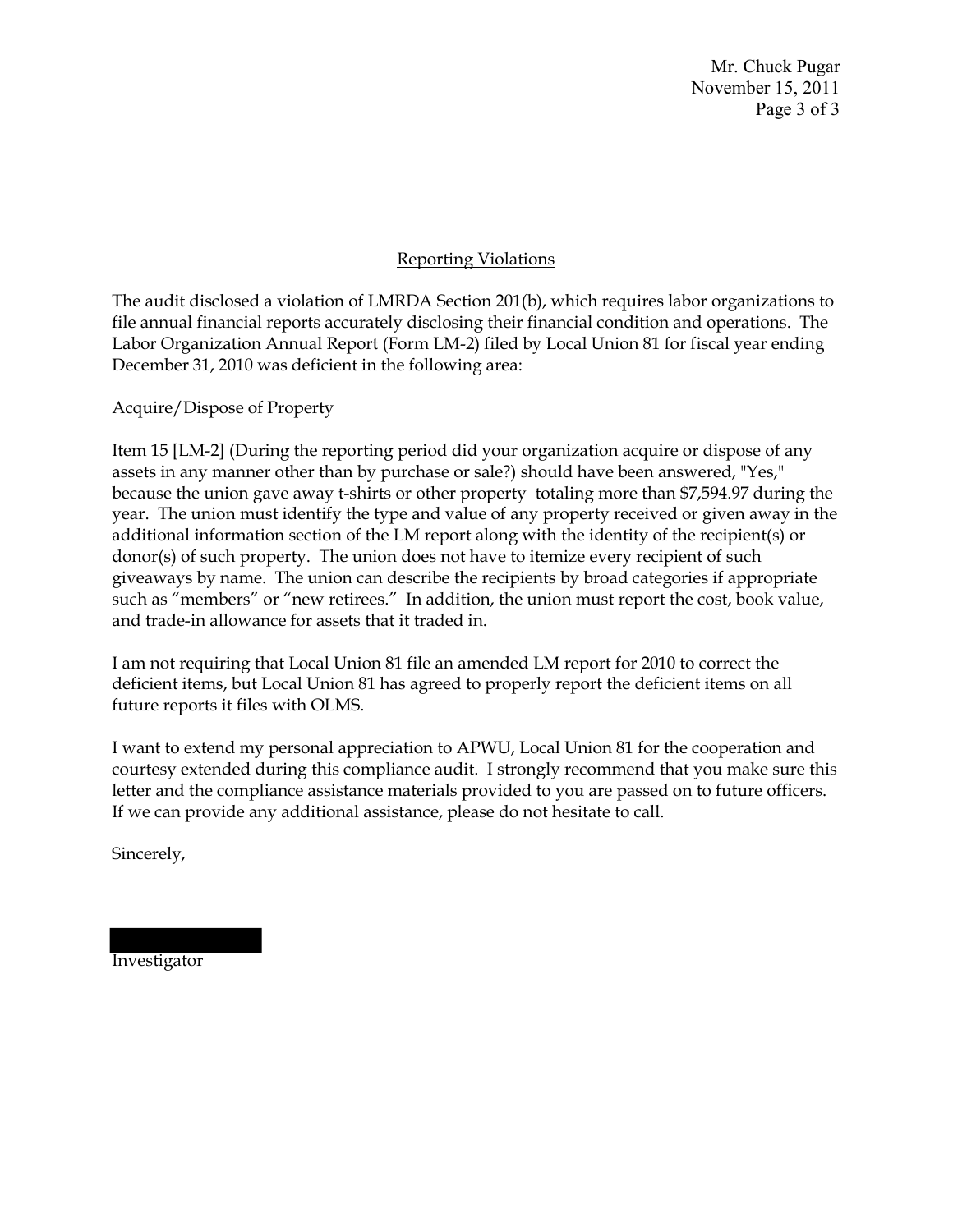## Reporting Violations

The audit disclosed a violation of LMRDA Section 201(b), which requires labor organizations to file annual financial reports accurately disclosing their financial condition and operations. The Labor Organization Annual Report (Form LM-2) filed by Local Union 81 for fiscal year ending December 31, 2010 was deficient in the following area:

Acquire/Dispose of Property

Item 15 [LM-2] (During the reporting period did your organization acquire or dispose of any assets in any manner other than by purchase or sale?) should have been answered, "Yes," because the union gave away t-shirts or other property totaling more than $7,594.97 during the year. The union must identify the type and value of any property received or given away in the additional information section of the LM report along with the identity of the recipient(s) or donor(s) of such property. The union does not have to itemize every recipient of such giveaways by name. The union can describe the recipients by broad categories if appropriate such as "members" or "new retirees." In addition, the union must report the cost, book value, and trade-in allowance for assets that it traded in.

I am not requiring that Local Union 81 file an amended LM report for 2010 to correct the deficient items, but Local Union 81 has agreed to properly report the deficient items on all future reports it files with OLMS.

I want to extend my personal appreciation to APWU, Local Union 81 for the cooperation and courtesy extended during this compliance audit. I strongly recommend that you make sure this letter and the compliance assistance materials provided to you are passed on to future officers. If we can provide any additional assistance, please do not hesitate to call.

Sincerely,

Investigator